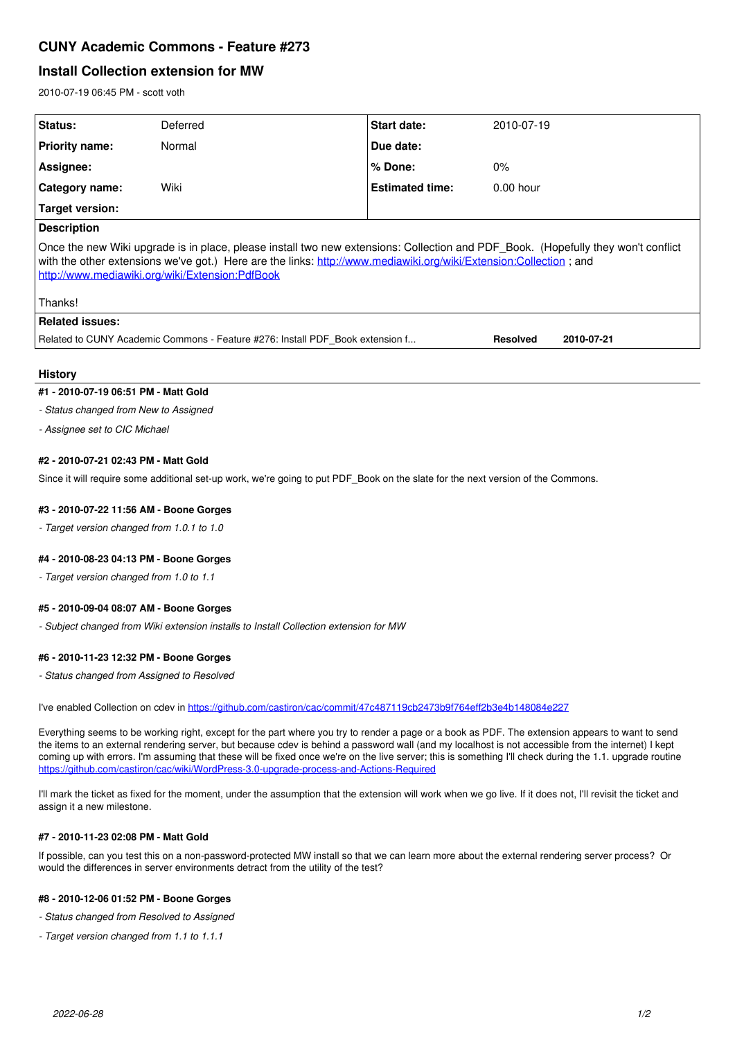# CUNY Academic Commons - Feature #273

## Install Collection extension for MW

2010-07-19 06:45 PM - scott voth

| | | | |
|---|---|---|---|
| **Status:** | Deferred | **Start date:** | 2010-07-19 |
| **Priority name:** | Normal | **Due date:** | |
| **Assignee:** | | **% Done:** | 0% |
| **Category name:** | Wiki | **Estimated time:** | 0.00 hour |
| **Target version:** | | | |

**Description**

Once the new Wiki upgrade is in place, please install two new extensions: Collection and PDF_Book. (Hopefully they won't conflict with the other extensions we've got.) Here are the links: http://www.mediawiki.org/wiki/Extension:Collection ; and http://www.mediawiki.org/wiki/Extension:PdfBook

Thanks!

**Related issues:**

| | | |
|---|---|---|
| Related to CUNY Academic Commons - Feature #276: Install PDF_Book extension f... | **Resolved** | **2010-07-21** |

### History

#### #1 - 2010-07-19 06:51 PM - Matt Gold

*- Status changed from New to Assigned*

*- Assignee set to CIC Michael*

#### #2 - 2010-07-21 02:43 PM - Matt Gold

Since it will require some additional set-up work, we're going to put PDF_Book on the slate for the next version of the Commons.

#### #3 - 2010-07-22 11:56 AM - Boone Gorges

*- Target version changed from 1.0.1 to 1.0*

#### #4 - 2010-08-23 04:13 PM - Boone Gorges

*- Target version changed from 1.0 to 1.1*

#### #5 - 2010-09-04 08:07 AM - Boone Gorges

*- Subject changed from Wiki extension installs to Install Collection extension for MW*

#### #6 - 2010-11-23 12:32 PM - Boone Gorges

*- Status changed from Assigned to Resolved*

I've enabled Collection on cdev in https://github.com/castiron/cac/commit/47c487119cb2473b9f764eff2b3e4b148084e227

Everything seems to be working right, except for the part where you try to render a page or a book as PDF. The extension appears to want to send the items to an external rendering server, but because cdev is behind a password wall (and my localhost is not accessible from the internet) I kept coming up with errors. I'm assuming that these will be fixed once we're on the live server; this is something I'll check during the 1.1. upgrade routine https://github.com/castiron/cac/wiki/WordPress-3.0-upgrade-process-and-Actions-Required

I'll mark the ticket as fixed for the moment, under the assumption that the extension will work when we go live. If it does not, I'll revisit the ticket and assign it a new milestone.

#### #7 - 2010-11-23 02:08 PM - Matt Gold

If possible, can you test this on a non-password-protected MW install so that we can learn more about the external rendering server process? Or would the differences in server environments detract from the utility of the test?

#### #8 - 2010-12-06 01:52 PM - Boone Gorges

*- Status changed from Resolved to Assigned*

*- Target version changed from 1.1 to 1.1.1*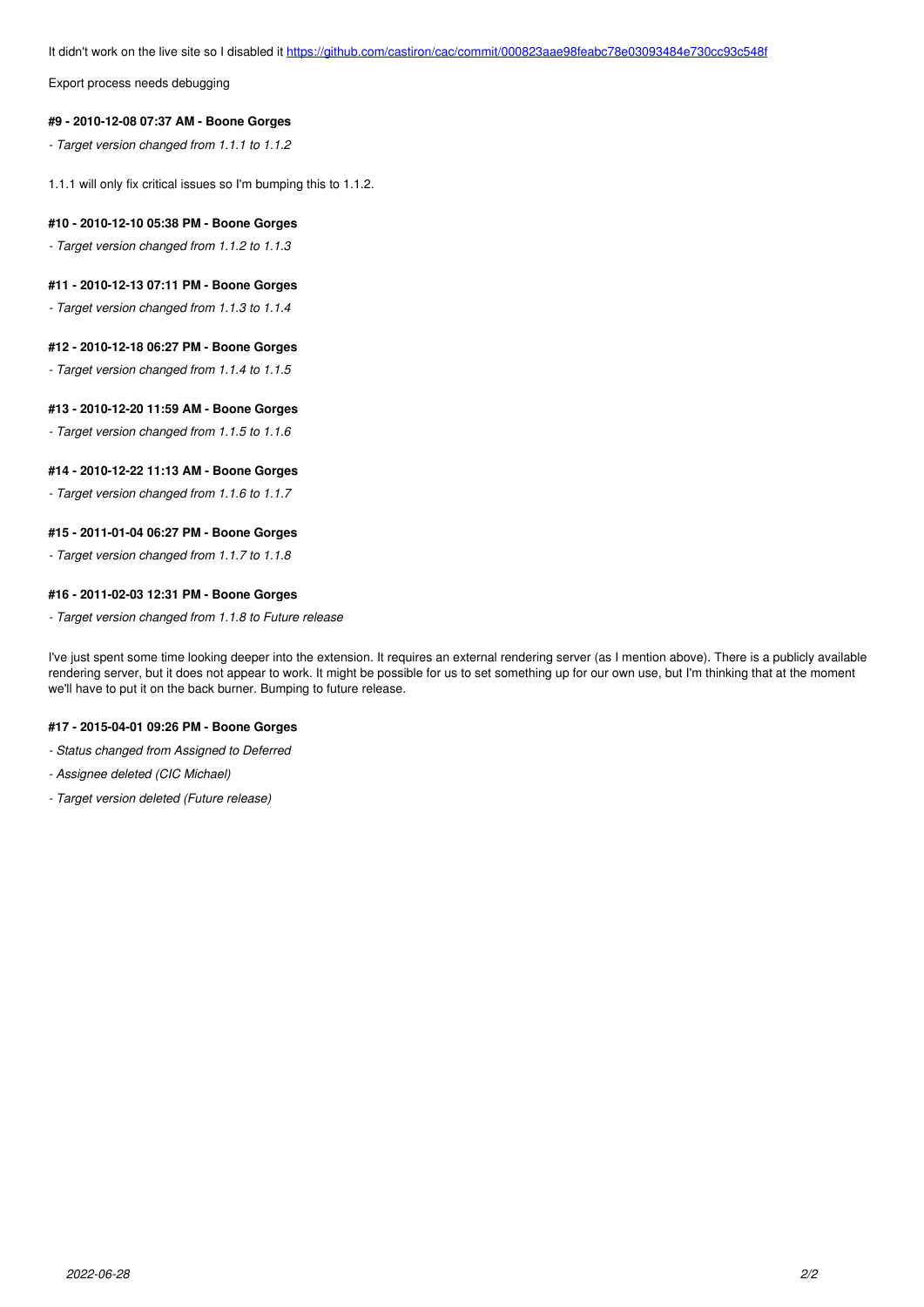It didn't work on the live site so I disabled it https://github.com/castiron/cac/commit/000823aae98feabc78e03093484e730cc93c548f

Export process needs debugging

#### #9 - 2010-12-08 07:37 AM - Boone Gorges

*- Target version changed from 1.1.1 to 1.1.2*

1.1.1 will only fix critical issues so I'm bumping this to 1.1.2.

#### #10 - 2010-12-10 05:38 PM - Boone Gorges

*- Target version changed from 1.1.2 to 1.1.3*

#### #11 - 2010-12-13 07:11 PM - Boone Gorges

*- Target version changed from 1.1.3 to 1.1.4*

#### #12 - 2010-12-18 06:27 PM - Boone Gorges

*- Target version changed from 1.1.4 to 1.1.5*

#### #13 - 2010-12-20 11:59 AM - Boone Gorges

*- Target version changed from 1.1.5 to 1.1.6*

#### #14 - 2010-12-22 11:13 AM - Boone Gorges

*- Target version changed from 1.1.6 to 1.1.7*

#### #15 - 2011-01-04 06:27 PM - Boone Gorges

*- Target version changed from 1.1.7 to 1.1.8*

#### #16 - 2011-02-03 12:31 PM - Boone Gorges

*- Target version changed from 1.1.8 to Future release*

I've just spent some time looking deeper into the extension. It requires an external rendering server (as I mention above). There is a publicly available rendering server, but it does not appear to work. It might be possible for us to set something up for our own use, but I'm thinking that at the moment we'll have to put it on the back burner. Bumping to future release.

#### #17 - 2015-04-01 09:26 PM - Boone Gorges

*- Status changed from Assigned to Deferred*

*- Assignee deleted (CIC Michael)*

*- Target version deleted (Future release)*